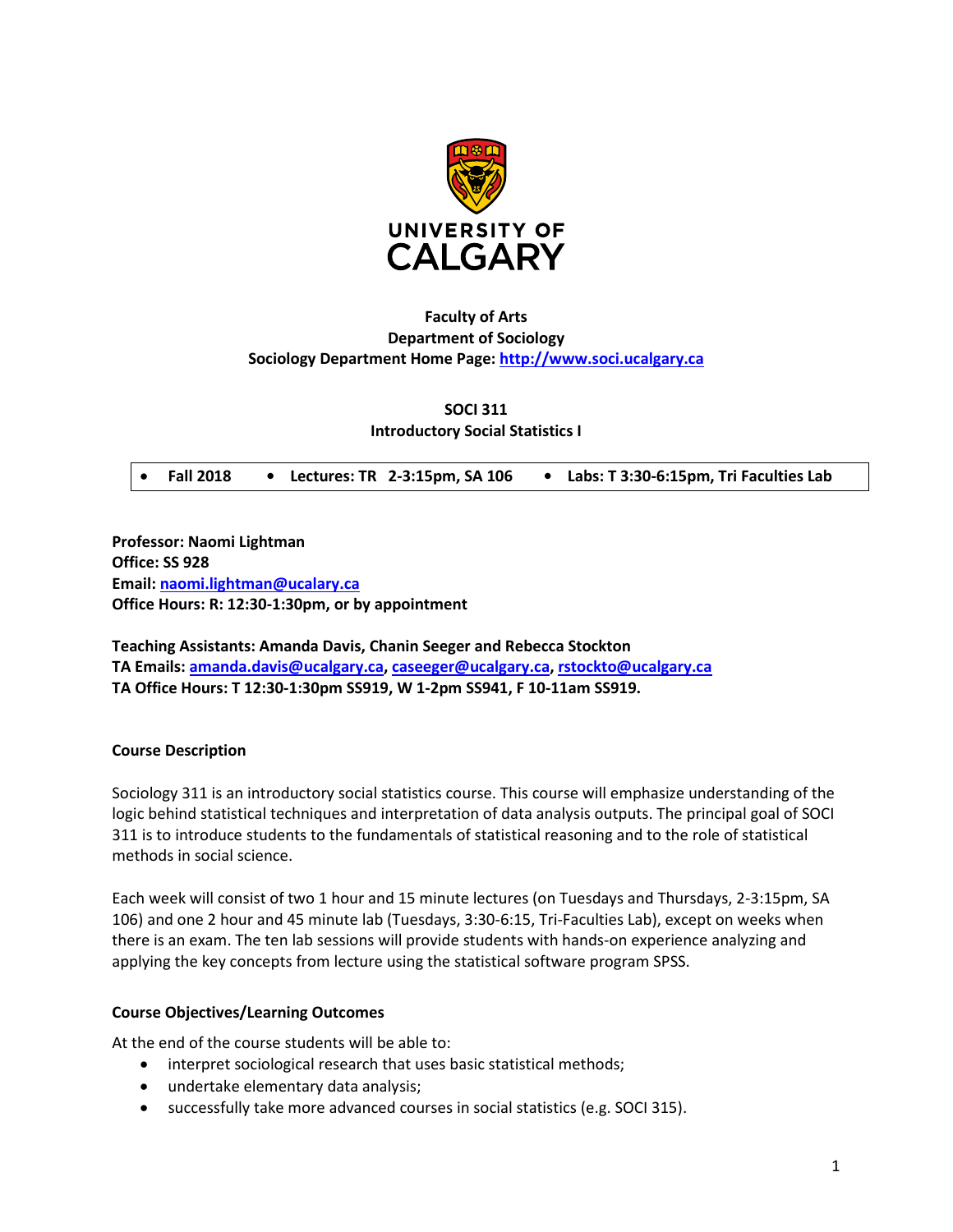UNIVERSITY OF CALGARY

**Faculty of Arts**
**Department of Sociology**
**Sociology Department Home Page: http://www.soci.ucalgary.ca**

# SOCI 311
## Introductory Social Statistics I

- **Fall 2018**
- **Lectures: TR 2-3:15pm, SA 106**
- **Labs: T 3:30-6:15pm, Tri Faculties Lab**

**Professor: Naomi Lightman**
**Office: SS 928**
**Email: naomi.lightman@ucalary.ca**
**Office Hours: R: 12:30-1:30pm, or by appointment**

**Teaching Assistants: Amanda Davis, Chanin Seeger and Rebecca Stockton**
**TA Emails: amanda.davis@ucalgary.ca, caseeger@ucalgary.ca, rstockto@ucalgary.ca**
**TA Office Hours: T 12:30-1:30pm SS919, W 1-2pm SS941, F 10-11am SS919.**

### Course Description

Sociology 311 is an introductory social statistics course. This course will emphasize understanding of the logic behind statistical techniques and interpretation of data analysis outputs. The principal goal of SOCI 311 is to introduce students to the fundamentals of statistical reasoning and to the role of statistical methods in social science.

Each week will consist of two 1 hour and 15 minute lectures (on Tuesdays and Thursdays, 2-3:15pm, SA 106) and one 2 hour and 45 minute lab (Tuesdays, 3:30-6:15, Tri-Faculties Lab), except on weeks when there is an exam. The ten lab sessions will provide students with hands-on experience analyzing and applying the key concepts from lecture using the statistical software program SPSS.

### Course Objectives/Learning Outcomes

At the end of the course students will be able to:

- interpret sociological research that uses basic statistical methods;
- undertake elementary data analysis;
- successfully take more advanced courses in social statistics (e.g. SOCI 315).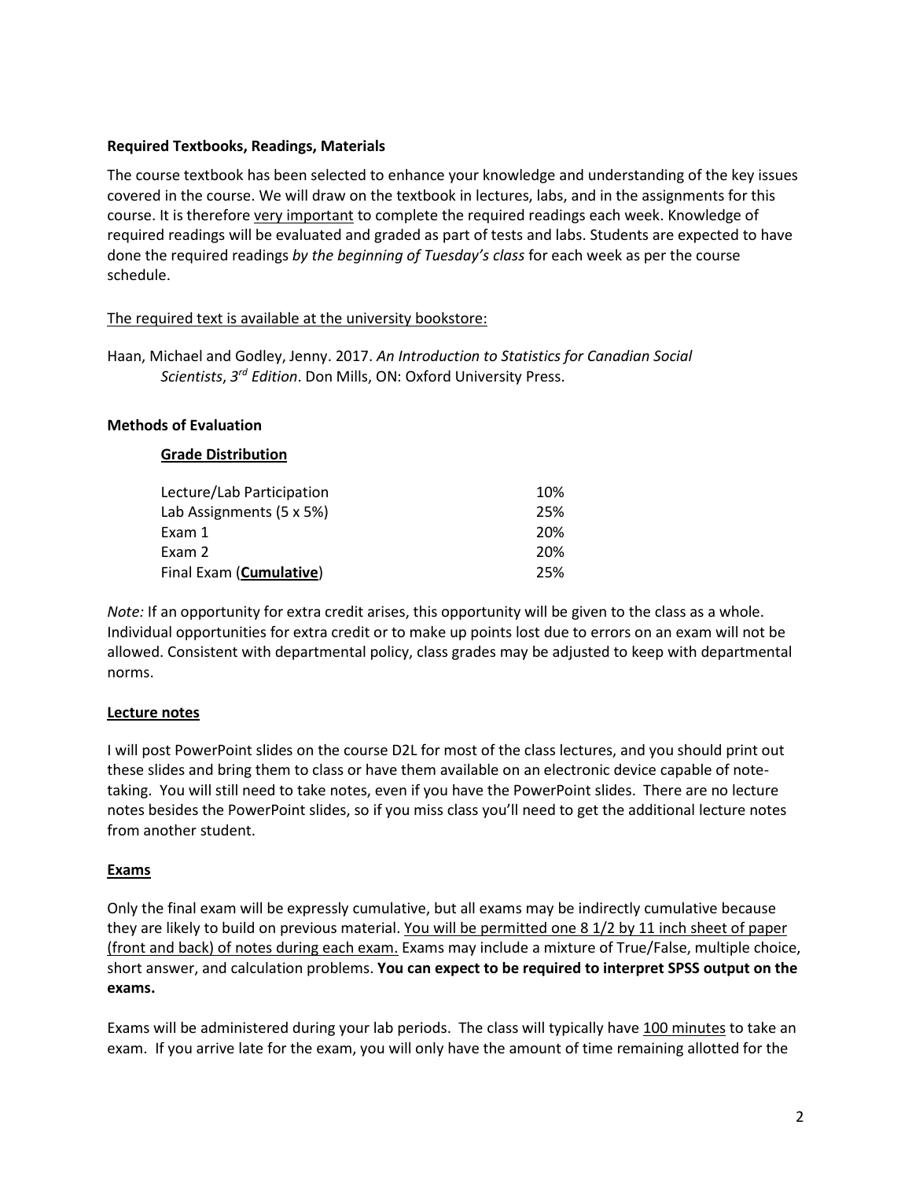**Required Textbooks, Readings, Materials**

The course textbook has been selected to enhance your knowledge and understanding of the key issues covered in the course. We will draw on the textbook in lectures, labs, and in the assignments for this course. It is therefore very important to complete the required readings each week. Knowledge of required readings will be evaluated and graded as part of tests and labs. Students are expected to have done the required readings *by the beginning of Tuesday's class* for each week as per the course schedule.

The required text is available at the university bookstore:

Haan, Michael and Godley, Jenny. 2017. *An Introduction to Statistics for Canadian Social Scientists*, *3rd Edition*. Don Mills, ON: Oxford University Press.

**Methods of Evaluation**

**Grade Distribution**

| | |
|---|---|
| Lecture/Lab Participation | 10% |
| Lab Assignments (5 x 5%) | 25% |
| Exam 1 | 20% |
| Exam 2 | 20% |
| Final Exam (**Cumulative**) | 25% |

*Note:* If an opportunity for extra credit arises, this opportunity will be given to the class as a whole. Individual opportunities for extra credit or to make up points lost due to errors on an exam will not be allowed. Consistent with departmental policy, class grades may be adjusted to keep with departmental norms.

**Lecture notes**

I will post PowerPoint slides on the course D2L for most of the class lectures, and you should print out these slides and bring them to class or have them available on an electronic device capable of note-taking. You will still need to take notes, even if you have the PowerPoint slides. There are no lecture notes besides the PowerPoint slides, so if you miss class you'll need to get the additional lecture notes from another student.

**Exams**

Only the final exam will be expressly cumulative, but all exams may be indirectly cumulative because they are likely to build on previous material. You will be permitted one 8 1/2 by 11 inch sheet of paper (front and back) of notes during each exam. Exams may include a mixture of True/False, multiple choice, short answer, and calculation problems. **You can expect to be required to interpret SPSS output on the exams.**

Exams will be administered during your lab periods. The class will typically have 100 minutes to take an exam. If you arrive late for the exam, you will only have the amount of time remaining allotted for the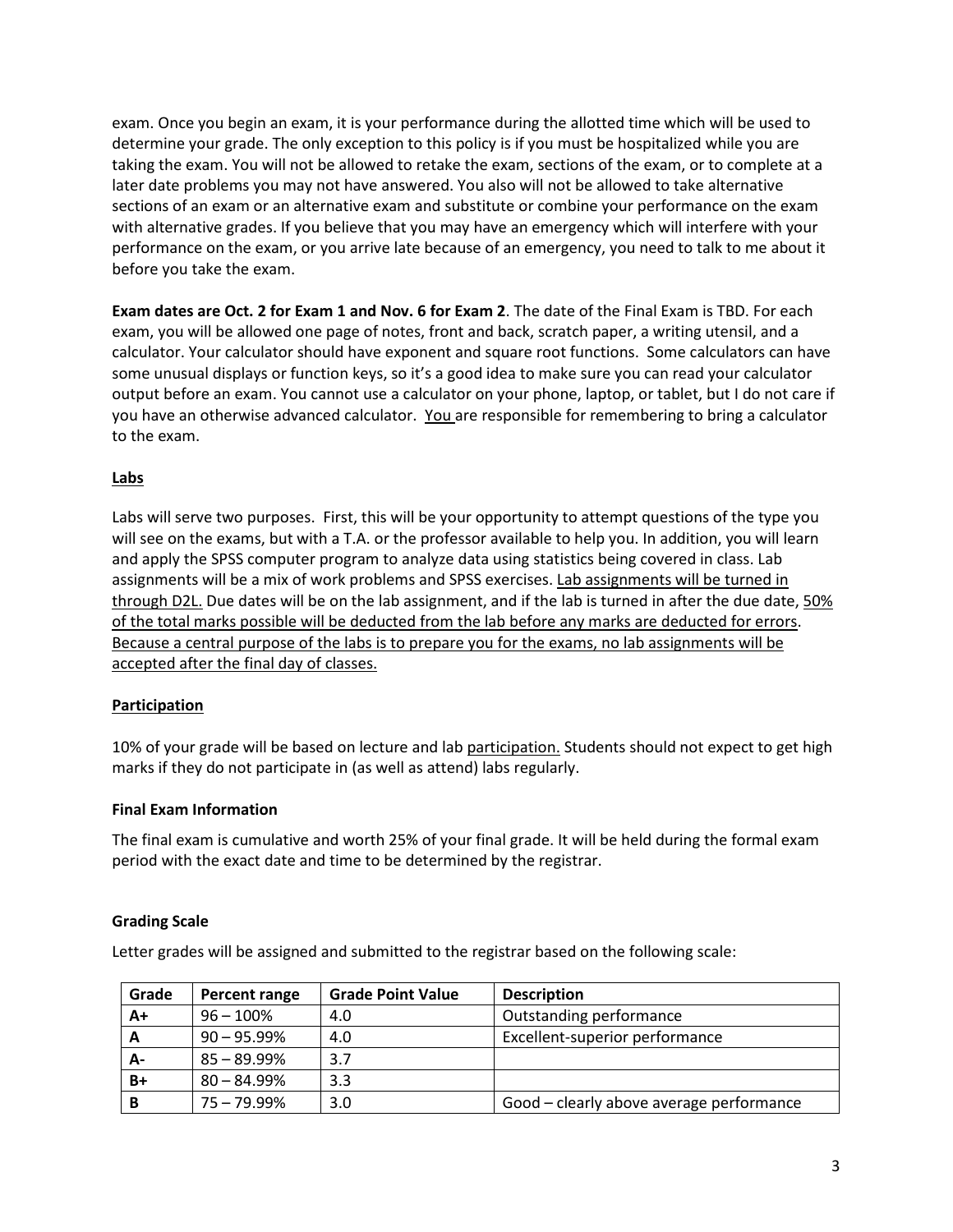exam. Once you begin an exam, it is your performance during the allotted time which will be used to determine your grade. The only exception to this policy is if you must be hospitalized while you are taking the exam. You will not be allowed to retake the exam, sections of the exam, or to complete at a later date problems you may not have answered. You also will not be allowed to take alternative sections of an exam or an alternative exam and substitute or combine your performance on the exam with alternative grades. If you believe that you may have an emergency which will interfere with your performance on the exam, or you arrive late because of an emergency, you need to talk to me about it before you take the exam.

**Exam dates are Oct. 2 for Exam 1 and Nov. 6 for Exam 2**. The date of the Final Exam is TBD. For each exam, you will be allowed one page of notes, front and back, scratch paper, a writing utensil, and a calculator. Your calculator should have exponent and square root functions. Some calculators can have some unusual displays or function keys, so it's a good idea to make sure you can read your calculator output before an exam. You cannot use a calculator on your phone, laptop, or tablet, but I do not care if you have an otherwise advanced calculator. <u>You</u> are responsible for remembering to bring a calculator to the exam.

**<u>Labs</u>**

Labs will serve two purposes. First, this will be your opportunity to attempt questions of the type you will see on the exams, but with a T.A. or the professor available to help you. In addition, you will learn and apply the SPSS computer program to analyze data using statistics being covered in class. Lab assignments will be a mix of work problems and SPSS exercises. <u>Lab assignments will be turned in through D2L.</u> Due dates will be on the lab assignment, and if the lab is turned in after the due date, <u>50% of the total marks possible will be deducted from the lab before any marks are deducted for errors</u>. <u>Because a central purpose of the labs is to prepare you for the exams, no lab assignments will be accepted after the final day of classes.</u>

**<u>Participation</u>**

10% of your grade will be based on lecture and lab <u>participation.</u> Students should not expect to get high marks if they do not participate in (as well as attend) labs regularly.

**Final Exam Information**

The final exam is cumulative and worth 25% of your final grade. It will be held during the formal exam period with the exact date and time to be determined by the registrar.

**Grading Scale**

Letter grades will be assigned and submitted to the registrar based on the following scale:

| Grade | Percent range | Grade Point Value | Description |
|---|---|---|---|
| **A+** | 96 – 100% | 4.0 | Outstanding performance |
| **A** | 90 – 95.99% | 4.0 | Excellent-superior performance |
| **A-** | 85 – 89.99% | 3.7 | |
| **B+** | 80 – 84.99% | 3.3 | |
| **B** | 75 – 79.99% | 3.0 | Good – clearly above average performance |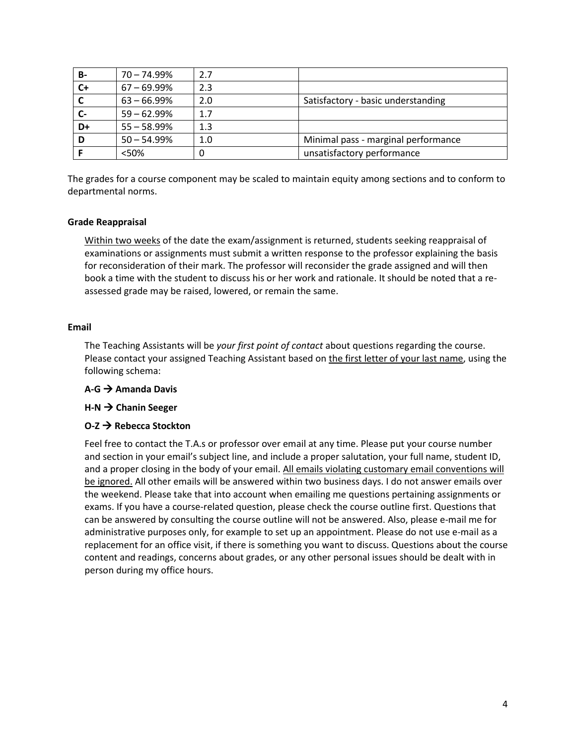| | | | |
|---|---|---|---|
| **B-** | 70 – 74.99% | 2.7 | |
| **C+** | 67 – 69.99% | 2.3 | |
| **C** | 63 – 66.99% | 2.0 | Satisfactory - basic understanding |
| **C-** | 59 – 62.99% | 1.7 | |
| **D+** | 55 – 58.99% | 1.3 | |
| **D** | 50 – 54.99% | 1.0 | Minimal pass - marginal performance |
| **F** | <50% | 0 | unsatisfactory performance |

The grades for a course component may be scaled to maintain equity among sections and to conform to departmental norms.

**Grade Reappraisal**

Within two weeks of the date the exam/assignment is returned, students seeking reappraisal of examinations or assignments must submit a written response to the professor explaining the basis for reconsideration of their mark. The professor will reconsider the grade assigned and will then book a time with the student to discuss his or her work and rationale. It should be noted that a re-assessed grade may be raised, lowered, or remain the same.

**Email**

The Teaching Assistants will be *your first point of contact* about questions regarding the course. Please contact your assigned Teaching Assistant based on the first letter of your last name, using the following schema:

**A-G → Amanda Davis**

**H-N → Chanin Seeger**

**O-Z → Rebecca Stockton**

Feel free to contact the T.A.s or professor over email at any time. Please put your course number and section in your email's subject line, and include a proper salutation, your full name, student ID, and a proper closing in the body of your email. All emails violating customary email conventions will be ignored. All other emails will be answered within two business days. I do not answer emails over the weekend. Please take that into account when emailing me questions pertaining assignments or exams. If you have a course-related question, please check the course outline first. Questions that can be answered by consulting the course outline will not be answered. Also, please e-mail me for administrative purposes only, for example to set up an appointment. Please do not use e-mail as a replacement for an office visit, if there is something you want to discuss. Questions about the course content and readings, concerns about grades, or any other personal issues should be dealt with in person during my office hours.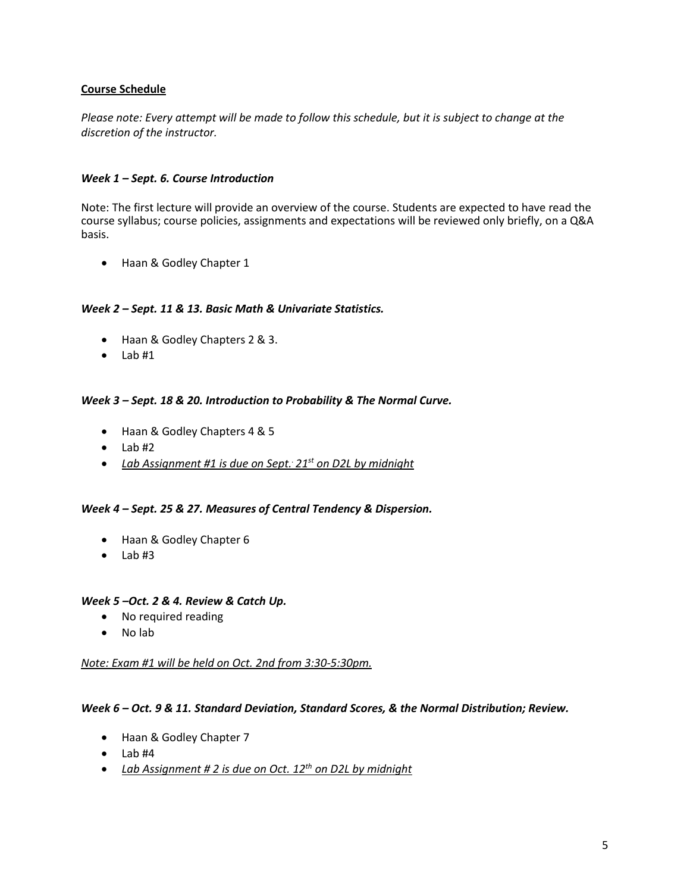**Course Schedule**

*Please note: Every attempt will be made to follow this schedule, but it is subject to change at the discretion of the instructor.*

***Week 1 – Sept. 6. Course Introduction***

Note: The first lecture will provide an overview of the course. Students are expected to have read the course syllabus; course policies, assignments and expectations will be reviewed only briefly, on a Q&A basis.

- Haan & Godley Chapter 1

***Week 2 – Sept. 11 & 13. Basic Math & Univariate Statistics.***

- Haan & Godley Chapters 2 & 3.
- Lab #1

***Week 3 – Sept. 18 & 20. Introduction to Probability & The Normal Curve.***

- Haan & Godley Chapters 4 & 5
- Lab #2
- *Lab Assignment #1 is due on Sept. 21st on D2L by midnight*

***Week 4 – Sept. 25 & 27. Measures of Central Tendency & Dispersion.***

- Haan & Godley Chapter 6
- Lab #3

***Week 5 –Oct. 2 & 4. Review & Catch Up.***

- No required reading
- No lab

*Note: Exam #1 will be held on Oct. 2nd from 3:30-5:30pm.*

***Week 6 – Oct. 9 & 11. Standard Deviation, Standard Scores, & the Normal Distribution; Review.***

- Haan & Godley Chapter 7
- Lab #4
- *Lab Assignment # 2 is due on Oct. 12th on D2L by midnight*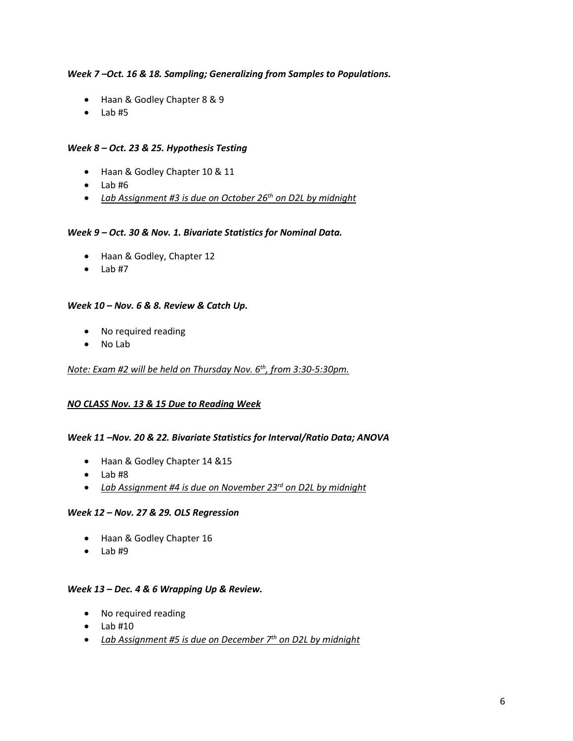***Week 7 –Oct. 16 & 18. Sampling; Generalizing from Samples to Populations.***

- Haan & Godley Chapter 8 & 9
- Lab #5

***Week 8 – Oct. 23 & 25. Hypothesis Testing***

- Haan & Godley Chapter 10 & 11
- Lab #6
- *Lab Assignment #3 is due on October 26th on D2L by midnight*

***Week 9 – Oct. 30 & Nov. 1. Bivariate Statistics for Nominal Data.***

- Haan & Godley, Chapter 12
- Lab #7

***Week 10 – Nov. 6 & 8. Review & Catch Up.***

- No required reading
- No Lab

*Note: Exam #2 will be held on Thursday Nov. 6th, from 3:30-5:30pm.*

***NO CLASS Nov. 13 & 15 Due to Reading Week***

***Week 11 –Nov. 20 & 22. Bivariate Statistics for Interval/Ratio Data; ANOVA***

- Haan & Godley Chapter 14 &15
- Lab #8
- *Lab Assignment #4 is due on November 23rd on D2L by midnight*

***Week 12 – Nov. 27 & 29. OLS Regression***

- Haan & Godley Chapter 16
- Lab #9

***Week 13 – Dec. 4 & 6 Wrapping Up & Review.***

- No required reading
- Lab #10
- *Lab Assignment #5 is due on December 7th on D2L by midnight*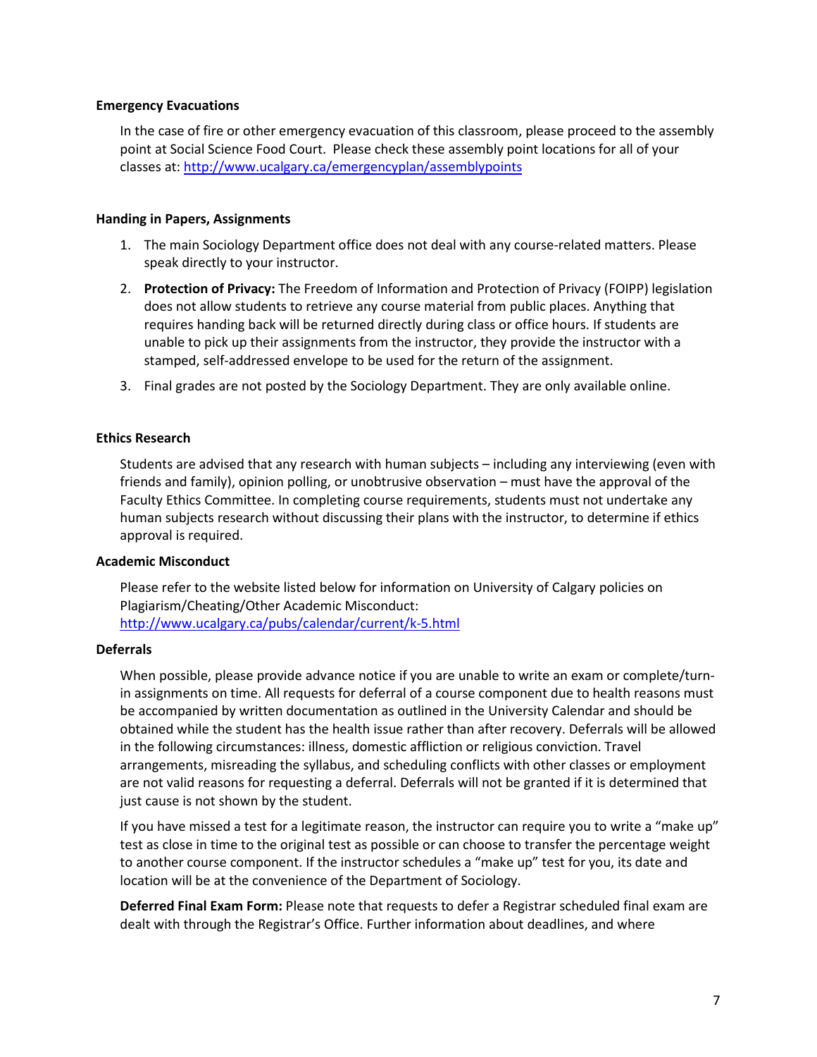### Emergency Evacuations

In the case of fire or other emergency evacuation of this classroom, please proceed to the assembly point at Social Science Food Court. Please check these assembly point locations for all of your classes at: [http://www.ucalgary.ca/emergencyplan/assemblypoints](http://www.ucalgary.ca/emergencyplan/assemblypoints)

### Handing in Papers, Assignments

1. The main Sociology Department office does not deal with any course-related matters. Please speak directly to your instructor.
2. **Protection of Privacy:** The Freedom of Information and Protection of Privacy (FOIPP) legislation does not allow students to retrieve any course material from public places. Anything that requires handing back will be returned directly during class or office hours. If students are unable to pick up their assignments from the instructor, they provide the instructor with a stamped, self-addressed envelope to be used for the return of the assignment.
3. Final grades are not posted by the Sociology Department. They are only available online.

### Ethics Research

Students are advised that any research with human subjects – including any interviewing (even with friends and family), opinion polling, or unobtrusive observation – must have the approval of the Faculty Ethics Committee. In completing course requirements, students must not undertake any human subjects research without discussing their plans with the instructor, to determine if ethics approval is required.

### Academic Misconduct

Please refer to the website listed below for information on University of Calgary policies on Plagiarism/Cheating/Other Academic Misconduct: [http://www.ucalgary.ca/pubs/calendar/current/k-5.html](http://www.ucalgary.ca/pubs/calendar/current/k-5.html)

### Deferrals

When possible, please provide advance notice if you are unable to write an exam or complete/turn-in assignments on time. All requests for deferral of a course component due to health reasons must be accompanied by written documentation as outlined in the University Calendar and should be obtained while the student has the health issue rather than after recovery. Deferrals will be allowed in the following circumstances: illness, domestic affliction or religious conviction. Travel arrangements, misreading the syllabus, and scheduling conflicts with other classes or employment are not valid reasons for requesting a deferral. Deferrals will not be granted if it is determined that just cause is not shown by the student.

If you have missed a test for a legitimate reason, the instructor can require you to write a "make up" test as close in time to the original test as possible or can choose to transfer the percentage weight to another course component. If the instructor schedules a "make up" test for you, its date and location will be at the convenience of the Department of Sociology.

**Deferred Final Exam Form:** Please note that requests to defer a Registrar scheduled final exam are dealt with through the Registrar's Office. Further information about deadlines, and where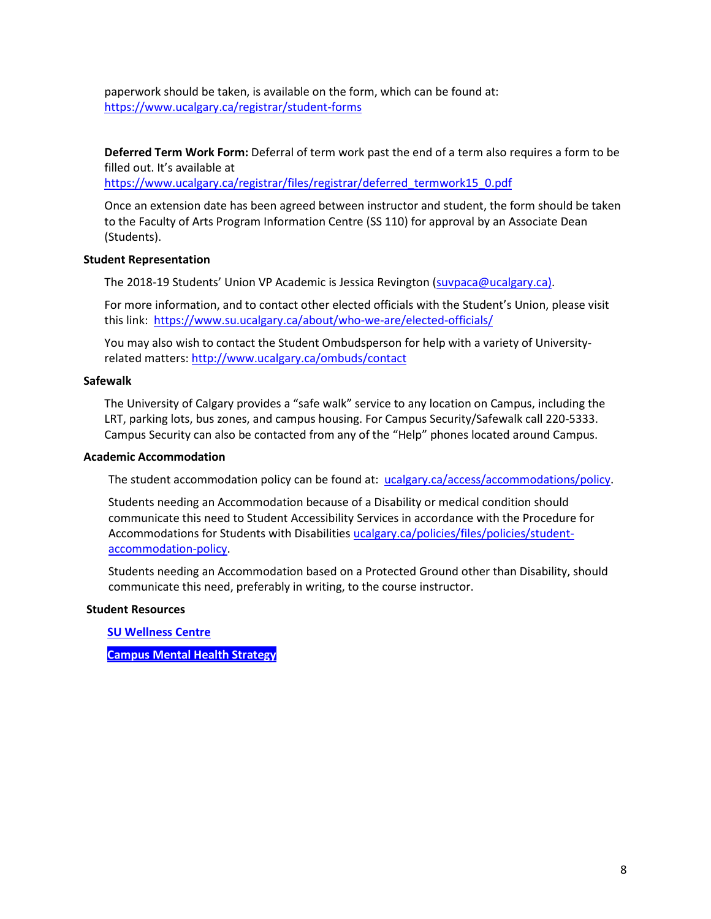paperwork should be taken, is available on the form, which can be found at: [https://www.ucalgary.ca/registrar/student-forms](https://www.ucalgary.ca/registrar/student-forms)

**Deferred Term Work Form:** Deferral of term work past the end of a term also requires a form to be filled out. It's available at [https://www.ucalgary.ca/registrar/files/registrar/deferred_termwork15_0.pdf](https://www.ucalgary.ca/registrar/files/registrar/deferred_termwork15_0.pdf)

Once an extension date has been agreed between instructor and student, the form should be taken to the Faculty of Arts Program Information Centre (SS 110) for approval by an Associate Dean (Students).

**Student Representation**

The 2018-19 Students' Union VP Academic is Jessica Revington ([suvpaca@ucalgary.ca)](mailto:suvpaca@ucalgary.ca).

For more information, and to contact other elected officials with the Student's Union, please visit this link: [https://www.su.ucalgary.ca/about/who-we-are/elected-officials/](https://www.su.ucalgary.ca/about/who-we-are/elected-officials/)

You may also wish to contact the Student Ombudsperson for help with a variety of University-related matters: [http://www.ucalgary.ca/ombuds/contact](http://www.ucalgary.ca/ombuds/contact)

**Safewalk**

The University of Calgary provides a "safe walk" service to any location on Campus, including the LRT, parking lots, bus zones, and campus housing. For Campus Security/Safewalk call 220-5333. Campus Security can also be contacted from any of the "Help" phones located around Campus.

**Academic Accommodation**

The student accommodation policy can be found at: [ucalgary.ca/access/accommodations/policy](ucalgary.ca/access/accommodations/policy).

Students needing an Accommodation because of a Disability or medical condition should communicate this need to Student Accessibility Services in accordance with the Procedure for Accommodations for Students with Disabilities [ucalgary.ca/policies/files/policies/student-accommodation-policy](ucalgary.ca/policies/files/policies/student-accommodation-policy).

Students needing an Accommodation based on a Protected Ground other than Disability, should communicate this need, preferably in writing, to the course instructor.

**Student Resources**

**SU Wellness Centre**

**Campus Mental Health Strategy**